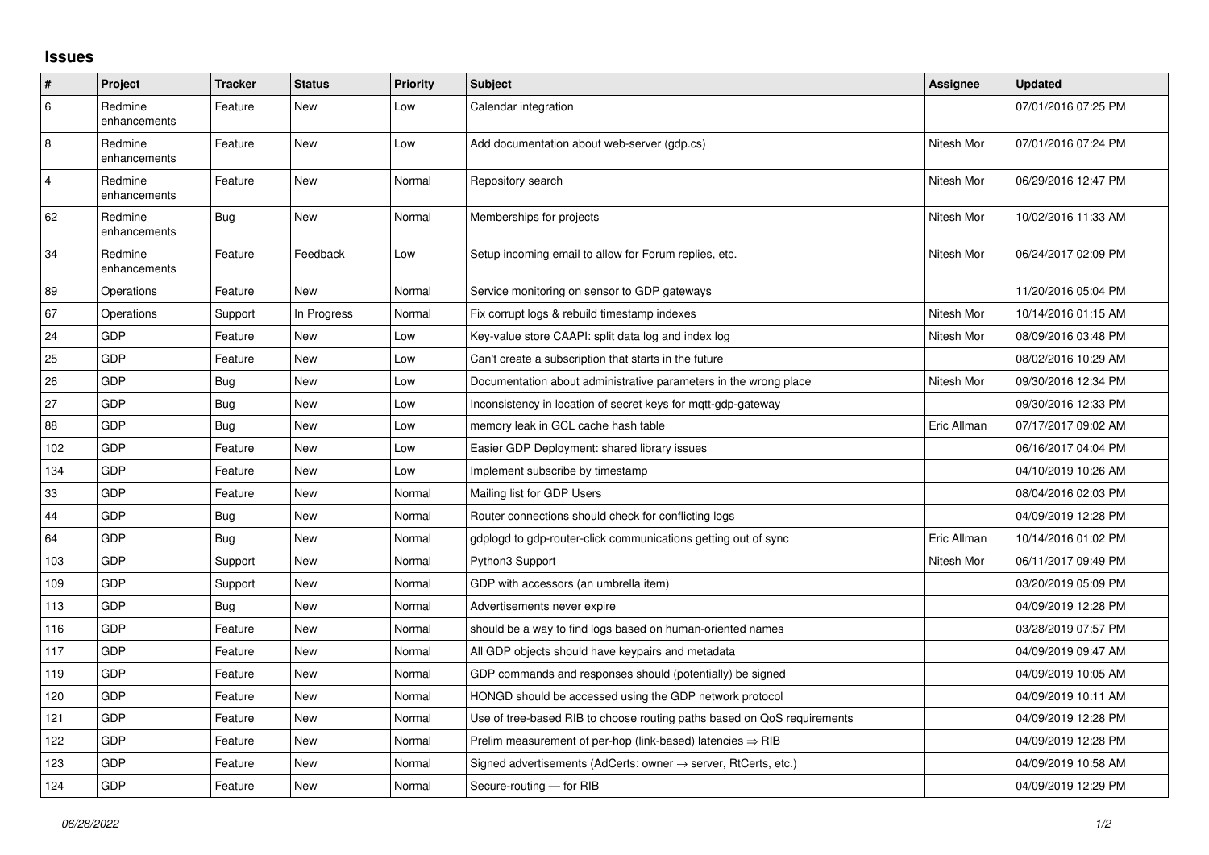## Issues

| # | Project | Tracker | Status | Priority | Subject | Assignee | Updated |
|---|---|---|---|---|---|---|---|
| 6 | Redmine enhancements | Feature | New | Low | Calendar integration | | 07/01/2016 07:25 PM |
| 8 | Redmine enhancements | Feature | New | Low | Add documentation about web-server (gdp.cs) | Nitesh Mor | 07/01/2016 07:24 PM |
| 4 | Redmine enhancements | Feature | New | Normal | Repository search | Nitesh Mor | 06/29/2016 12:47 PM |
| 62 | Redmine enhancements | Bug | New | Normal | Memberships for projects | Nitesh Mor | 10/02/2016 11:33 AM |
| 34 | Redmine enhancements | Feature | Feedback | Low | Setup incoming email to allow for Forum replies, etc. | Nitesh Mor | 06/24/2017 02:09 PM |
| 89 | Operations | Feature | New | Normal | Service monitoring on sensor to GDP gateways | | 11/20/2016 05:04 PM |
| 67 | Operations | Support | In Progress | Normal | Fix corrupt logs & rebuild timestamp indexes | Nitesh Mor | 10/14/2016 01:15 AM |
| 24 | GDP | Feature | New | Low | Key-value store CAAPI: split data log and index log | Nitesh Mor | 08/09/2016 03:48 PM |
| 25 | GDP | Feature | New | Low | Can't create a subscription that starts in the future | | 08/02/2016 10:29 AM |
| 26 | GDP | Bug | New | Low | Documentation about administrative parameters in the wrong place | Nitesh Mor | 09/30/2016 12:34 PM |
| 27 | GDP | Bug | New | Low | Inconsistency in location of secret keys for mqtt-gdp-gateway | | 09/30/2016 12:33 PM |
| 88 | GDP | Bug | New | Low | memory leak in GCL cache hash table | Eric Allman | 07/17/2017 09:02 AM |
| 102 | GDP | Feature | New | Low | Easier GDP Deployment: shared library issues | | 06/16/2017 04:04 PM |
| 134 | GDP | Feature | New | Low | Implement subscribe by timestamp | | 04/10/2019 10:26 AM |
| 33 | GDP | Feature | New | Normal | Mailing list for GDP Users | | 08/04/2016 02:03 PM |
| 44 | GDP | Bug | New | Normal | Router connections should check for conflicting logs | | 04/09/2019 12:28 PM |
| 64 | GDP | Bug | New | Normal | gdplogd to gdp-router-click communications getting out of sync | Eric Allman | 10/14/2016 01:02 PM |
| 103 | GDP | Support | New | Normal | Python3 Support | Nitesh Mor | 06/11/2017 09:49 PM |
| 109 | GDP | Support | New | Normal | GDP with accessors (an umbrella item) | | 03/20/2019 05:09 PM |
| 113 | GDP | Bug | New | Normal | Advertisements never expire | | 04/09/2019 12:28 PM |
| 116 | GDP | Feature | New | Normal | should be a way to find logs based on human-oriented names | | 03/28/2019 07:57 PM |
| 117 | GDP | Feature | New | Normal | All GDP objects should have keypairs and metadata | | 04/09/2019 09:47 AM |
| 119 | GDP | Feature | New | Normal | GDP commands and responses should (potentially) be signed | | 04/09/2019 10:05 AM |
| 120 | GDP | Feature | New | Normal | HONGD should be accessed using the GDP network protocol | | 04/09/2019 10:11 AM |
| 121 | GDP | Feature | New | Normal | Use of tree-based RIB to choose routing paths based on QoS requirements | | 04/09/2019 12:28 PM |
| 122 | GDP | Feature | New | Normal | Prelim measurement of per-hop (link-based) latencies ⇒ RIB | | 04/09/2019 12:28 PM |
| 123 | GDP | Feature | New | Normal | Signed advertisements (AdCerts: owner → server, RtCerts, etc.) | | 04/09/2019 10:58 AM |
| 124 | GDP | Feature | New | Normal | Secure-routing — for RIB | | 04/09/2019 12:29 PM |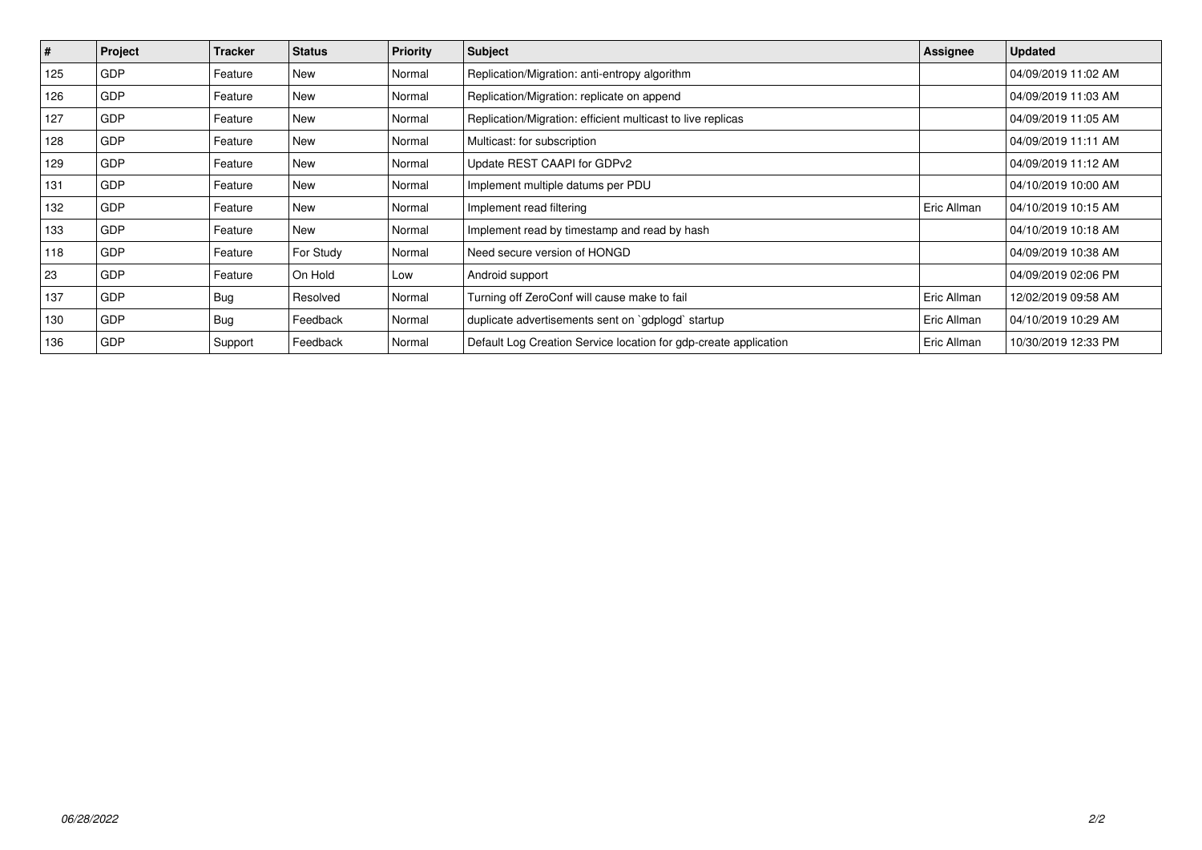| # | Project | Tracker | Status | Priority | Subject | Assignee | Updated |
|---|---|---|---|---|---|---|---|
| 125 | GDP | Feature | New | Normal | Replication/Migration: anti-entropy algorithm | | 04/09/2019 11:02 AM |
| 126 | GDP | Feature | New | Normal | Replication/Migration: replicate on append | | 04/09/2019 11:03 AM |
| 127 | GDP | Feature | New | Normal | Replication/Migration: efficient multicast to live replicas | | 04/09/2019 11:05 AM |
| 128 | GDP | Feature | New | Normal | Multicast: for subscription | | 04/09/2019 11:11 AM |
| 129 | GDP | Feature | New | Normal | Update REST CAAPI for GDPv2 | | 04/09/2019 11:12 AM |
| 131 | GDP | Feature | New | Normal | Implement multiple datums per PDU | | 04/10/2019 10:00 AM |
| 132 | GDP | Feature | New | Normal | Implement read filtering | Eric Allman | 04/10/2019 10:15 AM |
| 133 | GDP | Feature | New | Normal | Implement read by timestamp and read by hash | | 04/10/2019 10:18 AM |
| 118 | GDP | Feature | For Study | Normal | Need secure version of HONGD | | 04/09/2019 10:38 AM |
| 23 | GDP | Feature | On Hold | Low | Android support | | 04/09/2019 02:06 PM |
| 137 | GDP | Bug | Resolved | Normal | Turning off ZeroConf will cause make to fail | Eric Allman | 12/02/2019 09:58 AM |
| 130 | GDP | Bug | Feedback | Normal | duplicate advertisements sent on `gdplogd` startup | Eric Allman | 04/10/2019 10:29 AM |
| 136 | GDP | Support | Feedback | Normal | Default Log Creation Service location for gdp-create application | Eric Allman | 10/30/2019 12:33 PM |